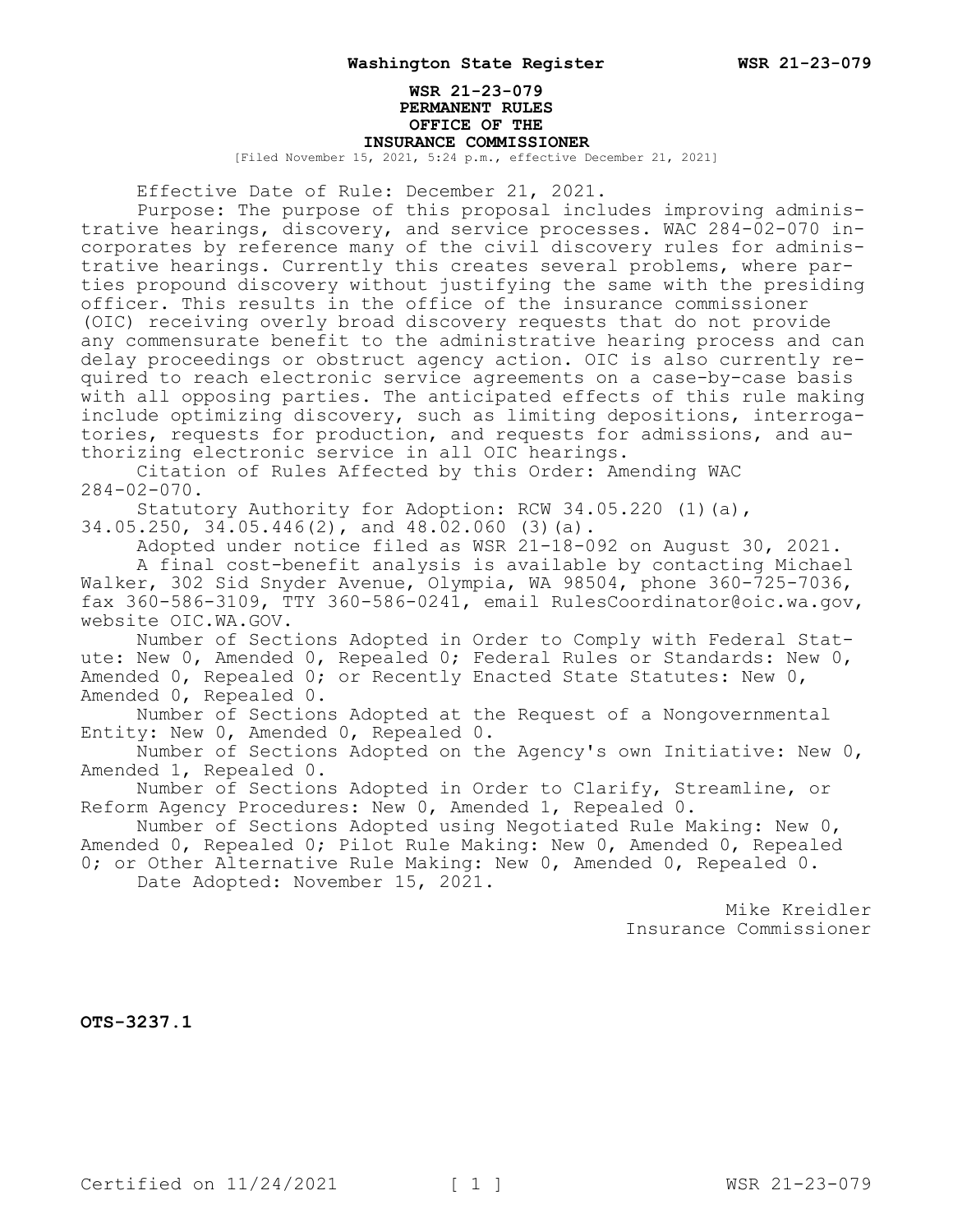# WSR 21-23-079
# PERMANENT RULES
# OFFICE OF THE
# INSURANCE COMMISSIONER

[Filed November 15, 2021, 5:24 p.m., effective December 21, 2021]

Effective Date of Rule: December 21, 2021.

Purpose: The purpose of this proposal includes improving administrative hearings, discovery, and service processes. WAC 284-02-070 incorporates by reference many of the civil discovery rules for administrative hearings. Currently this creates several problems, where parties propound discovery without justifying the same with the presiding officer. This results in the office of the insurance commissioner (OIC) receiving overly broad discovery requests that do not provide any commensurate benefit to the administrative hearing process and can delay proceedings or obstruct agency action. OIC is also currently required to reach electronic service agreements on a case-by-case basis with all opposing parties. The anticipated effects of this rule making include optimizing discovery, such as limiting depositions, interrogatories, requests for production, and requests for admissions, and authorizing electronic service in all OIC hearings.

Citation of Rules Affected by this Order: Amending WAC 284-02-070.

Statutory Authority for Adoption: RCW 34.05.220 (1)(a), 34.05.250, 34.05.446(2), and 48.02.060 (3)(a).

Adopted under notice filed as WSR 21-18-092 on August 30, 2021.

A final cost-benefit analysis is available by contacting Michael Walker, 302 Sid Snyder Avenue, Olympia, WA 98504, phone 360-725-7036, fax 360-586-3109, TTY 360-586-0241, email RulesCoordinator@oic.wa.gov, website OIC.WA.GOV.

Number of Sections Adopted in Order to Comply with Federal Statute: New 0, Amended 0, Repealed 0; Federal Rules or Standards: New 0, Amended 0, Repealed 0; or Recently Enacted State Statutes: New 0, Amended 0, Repealed 0.

Number of Sections Adopted at the Request of a Nongovernmental Entity: New 0, Amended 0, Repealed 0.

Number of Sections Adopted on the Agency's own Initiative: New 0, Amended 1, Repealed 0.

Number of Sections Adopted in Order to Clarify, Streamline, or Reform Agency Procedures: New 0, Amended 1, Repealed 0.

Number of Sections Adopted using Negotiated Rule Making: New 0, Amended 0, Repealed 0; Pilot Rule Making: New 0, Amended 0, Repealed 0; or Other Alternative Rule Making: New 0, Amended 0, Repealed 0.

Date Adopted: November 15, 2021.

Mike Kreidler
Insurance Commissioner

**OTS-3237.1**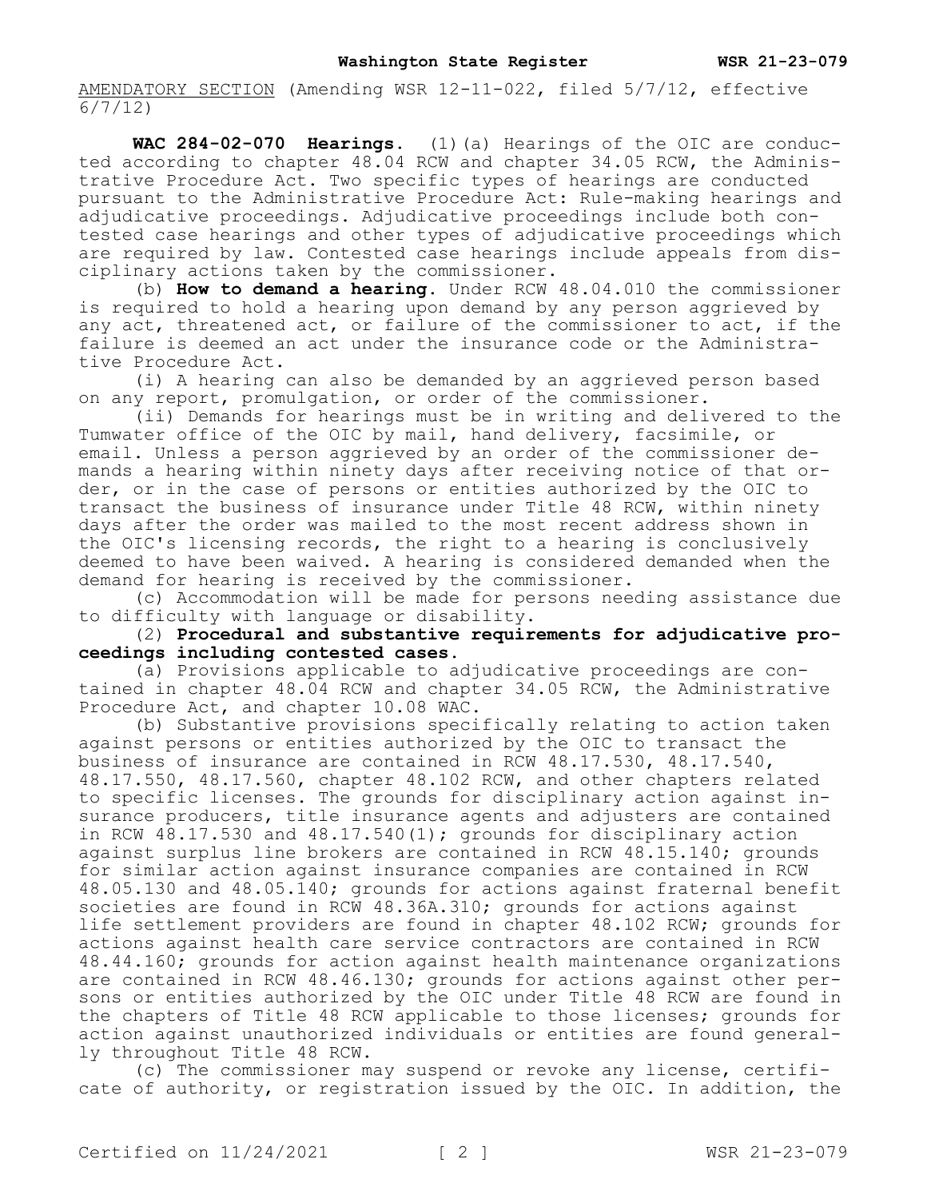AMENDATORY SECTION (Amending WSR 12-11-022, filed 5/7/12, effective 6/7/12)

**WAC 284-02-070 Hearings.** (1)(a) Hearings of the OIC are conducted according to chapter 48.04 RCW and chapter 34.05 RCW, the Administrative Procedure Act. Two specific types of hearings are conducted pursuant to the Administrative Procedure Act: Rule-making hearings and adjudicative proceedings. Adjudicative proceedings include both contested case hearings and other types of adjudicative proceedings which are required by law. Contested case hearings include appeals from disciplinary actions taken by the commissioner.

(b) **How to demand a hearing.** Under RCW 48.04.010 the commissioner is required to hold a hearing upon demand by any person aggrieved by any act, threatened act, or failure of the commissioner to act, if the failure is deemed an act under the insurance code or the Administrative Procedure Act.

(i) A hearing can also be demanded by an aggrieved person based on any report, promulgation, or order of the commissioner.

(ii) Demands for hearings must be in writing and delivered to the Tumwater office of the OIC by mail, hand delivery, facsimile, or email. Unless a person aggrieved by an order of the commissioner demands a hearing within ninety days after receiving notice of that order, or in the case of persons or entities authorized by the OIC to transact the business of insurance under Title 48 RCW, within ninety days after the order was mailed to the most recent address shown in the OIC's licensing records, the right to a hearing is conclusively deemed to have been waived. A hearing is considered demanded when the demand for hearing is received by the commissioner.

(c) Accommodation will be made for persons needing assistance due to difficulty with language or disability.

(2) **Procedural and substantive requirements for adjudicative proceedings including contested cases.**

(a) Provisions applicable to adjudicative proceedings are contained in chapter 48.04 RCW and chapter 34.05 RCW, the Administrative Procedure Act, and chapter 10.08 WAC.

(b) Substantive provisions specifically relating to action taken against persons or entities authorized by the OIC to transact the business of insurance are contained in RCW 48.17.530, 48.17.540, 48.17.550, 48.17.560, chapter 48.102 RCW, and other chapters related to specific licenses. The grounds for disciplinary action against insurance producers, title insurance agents and adjusters are contained in RCW 48.17.530 and 48.17.540(1); grounds for disciplinary action against surplus line brokers are contained in RCW 48.15.140; grounds for similar action against insurance companies are contained in RCW 48.05.130 and 48.05.140; grounds for actions against fraternal benefit societies are found in RCW 48.36A.310; grounds for actions against life settlement providers are found in chapter 48.102 RCW; grounds for actions against health care service contractors are contained in RCW 48.44.160; grounds for action against health maintenance organizations are contained in RCW 48.46.130; grounds for actions against other persons or entities authorized by the OIC under Title 48 RCW are found in the chapters of Title 48 RCW applicable to those licenses; grounds for action against unauthorized individuals or entities are found generally throughout Title 48 RCW.

(c) The commissioner may suspend or revoke any license, certificate of authority, or registration issued by the OIC. In addition, the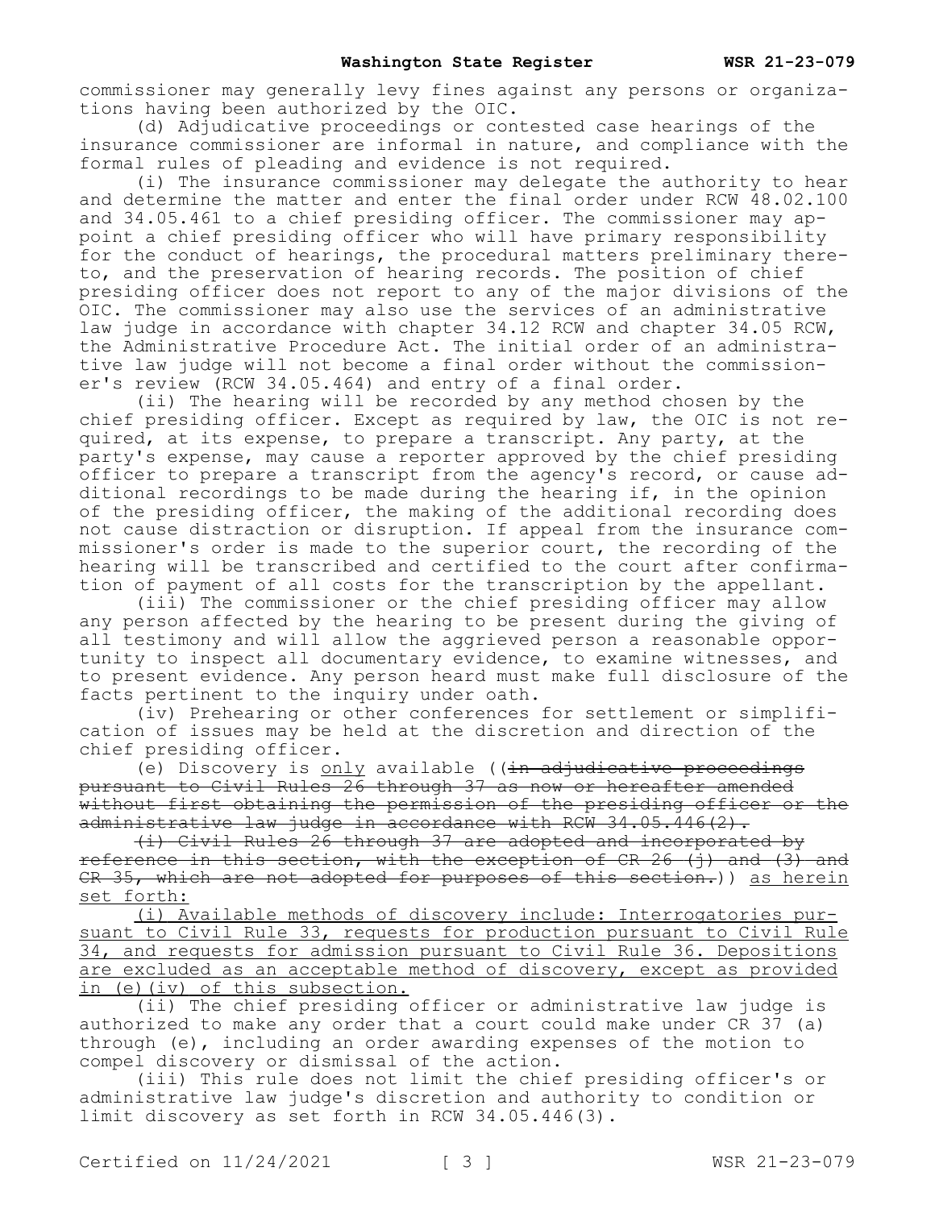commissioner may generally levy fines against any persons or organizations having been authorized by the OIC.

(d) Adjudicative proceedings or contested case hearings of the insurance commissioner are informal in nature, and compliance with the formal rules of pleading and evidence is not required.

(i) The insurance commissioner may delegate the authority to hear and determine the matter and enter the final order under RCW 48.02.100 and 34.05.461 to a chief presiding officer. The commissioner may appoint a chief presiding officer who will have primary responsibility for the conduct of hearings, the procedural matters preliminary thereto, and the preservation of hearing records. The position of chief presiding officer does not report to any of the major divisions of the OIC. The commissioner may also use the services of an administrative law judge in accordance with chapter 34.12 RCW and chapter 34.05 RCW, the Administrative Procedure Act. The initial order of an administrative law judge will not become a final order without the commissioner's review (RCW 34.05.464) and entry of a final order.

(ii) The hearing will be recorded by any method chosen by the chief presiding officer. Except as required by law, the OIC is not required, at its expense, to prepare a transcript. Any party, at the party's expense, may cause a reporter approved by the chief presiding officer to prepare a transcript from the agency's record, or cause additional recordings to be made during the hearing if, in the opinion of the presiding officer, the making of the additional recording does not cause distraction or disruption. If appeal from the insurance commissioner's order is made to the superior court, the recording of the hearing will be transcribed and certified to the court after confirmation of payment of all costs for the transcription by the appellant.

(iii) The commissioner or the chief presiding officer may allow any person affected by the hearing to be present during the giving of all testimony and will allow the aggrieved person a reasonable opportunity to inspect all documentary evidence, to examine witnesses, and to present evidence. Any person heard must make full disclosure of the facts pertinent to the inquiry under oath.

(iv) Prehearing or other conferences for settlement or simplification of issues may be held at the discretion and direction of the chief presiding officer.

(e) Discovery is <u>only</u> available ((~~in adjudicative proceedings pursuant to Civil Rules 26 through 37 as now or hereafter amended without first obtaining the permission of the presiding officer or the administrative law judge in accordance with RCW 34.05.446(2).~~

~~(i) Civil Rules 26 through 37 are adopted and incorporated by reference in this section, with the exception of CR 26 (j) and (3) and CR 35, which are not adopted for purposes of this section.~~)) <u>as herein set forth:</u>

<u>(i) Available methods of discovery include: Interrogatories pursuant to Civil Rule 33, requests for production pursuant to Civil Rule 34, and requests for admission pursuant to Civil Rule 36. Depositions are excluded as an acceptable method of discovery, except as provided in (e)(iv) of this subsection.</u>

(ii) The chief presiding officer or administrative law judge is authorized to make any order that a court could make under CR 37 (a) through (e), including an order awarding expenses of the motion to compel discovery or dismissal of the action.

(iii) This rule does not limit the chief presiding officer's or administrative law judge's discretion and authority to condition or limit discovery as set forth in RCW 34.05.446(3).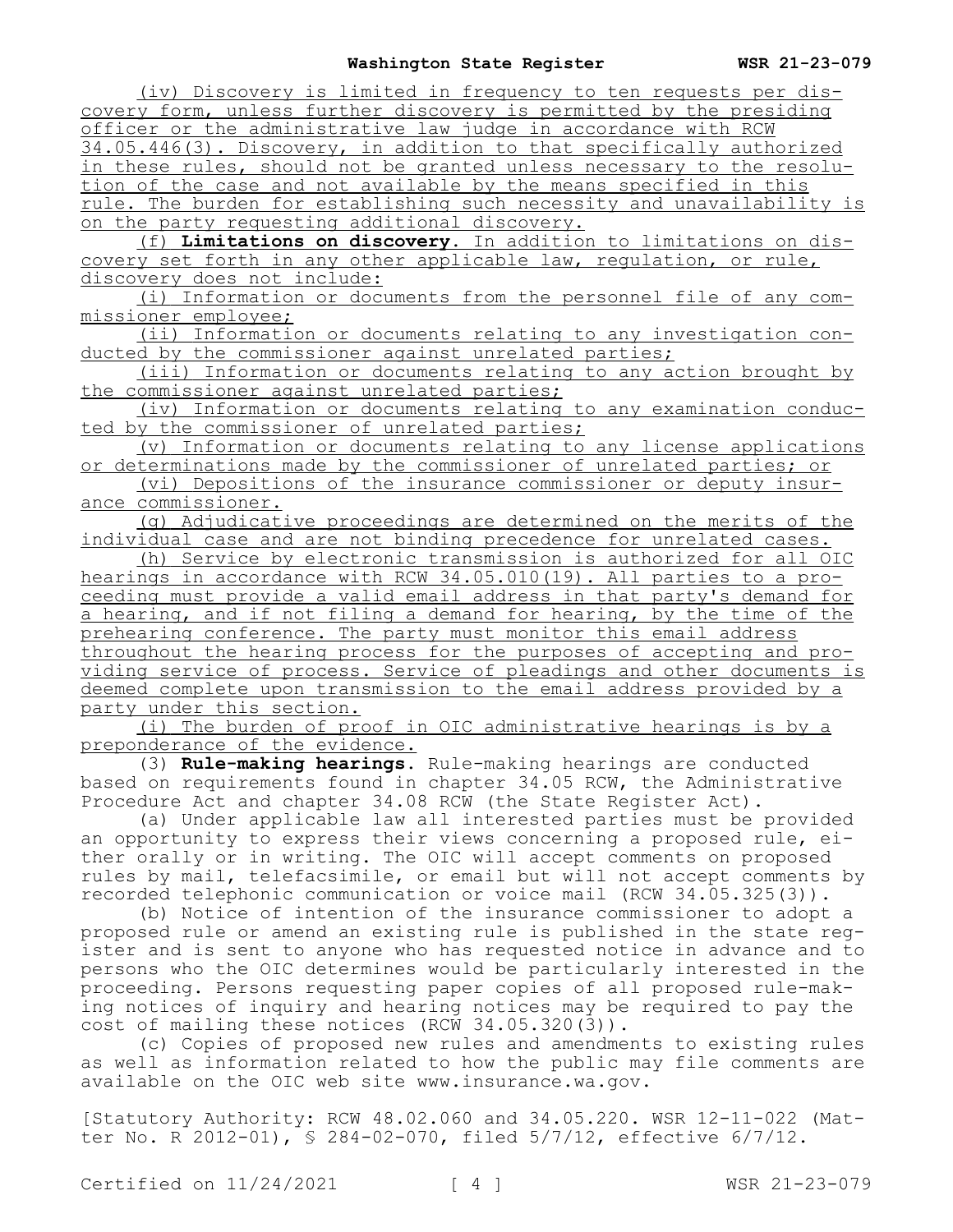(iv) Discovery is limited in frequency to ten requests per discovery form, unless further discovery is permitted by the presiding officer or the administrative law judge in accordance with RCW 34.05.446(3). Discovery, in addition to that specifically authorized in these rules, should not be granted unless necessary to the resolution of the case and not available by the means specified in this rule. The burden for establishing such necessity and unavailability is on the party requesting additional discovery.

(f) **Limitations on discovery.** In addition to limitations on discovery set forth in any other applicable law, regulation, or rule, discovery does not include:

(i) Information or documents from the personnel file of any commissioner employee;

(ii) Information or documents relating to any investigation conducted by the commissioner against unrelated parties;

(iii) Information or documents relating to any action brought by the commissioner against unrelated parties;

(iv) Information or documents relating to any examination conducted by the commissioner of unrelated parties;

(v) Information or documents relating to any license applications or determinations made by the commissioner of unrelated parties; or

(vi) Depositions of the insurance commissioner or deputy insurance commissioner.

(g) Adjudicative proceedings are determined on the merits of the individual case and are not binding precedence for unrelated cases.

(h) Service by electronic transmission is authorized for all OIC hearings in accordance with RCW 34.05.010(19). All parties to a proceeding must provide a valid email address in that party's demand for a hearing, and if not filing a demand for hearing, by the time of the prehearing conference. The party must monitor this email address throughout the hearing process for the purposes of accepting and providing service of process. Service of pleadings and other documents is deemed complete upon transmission to the email address provided by a party under this section.

(i) The burden of proof in OIC administrative hearings is by a preponderance of the evidence.

(3) **Rule-making hearings.** Rule-making hearings are conducted based on requirements found in chapter 34.05 RCW, the Administrative Procedure Act and chapter 34.08 RCW (the State Register Act).

(a) Under applicable law all interested parties must be provided an opportunity to express their views concerning a proposed rule, either orally or in writing. The OIC will accept comments on proposed rules by mail, telefacsimile, or email but will not accept comments by recorded telephonic communication or voice mail (RCW 34.05.325(3)).

(b) Notice of intention of the insurance commissioner to adopt a proposed rule or amend an existing rule is published in the state register and is sent to anyone who has requested notice in advance and to persons who the OIC determines would be particularly interested in the proceeding. Persons requesting paper copies of all proposed rule-making notices of inquiry and hearing notices may be required to pay the cost of mailing these notices (RCW 34.05.320(3)).

(c) Copies of proposed new rules and amendments to existing rules as well as information related to how the public may file comments are available on the OIC web site www.insurance.wa.gov.

[Statutory Authority: RCW 48.02.060 and 34.05.220. WSR 12-11-022 (Matter No. R 2012-01), § 284-02-070, filed 5/7/12, effective 6/7/12.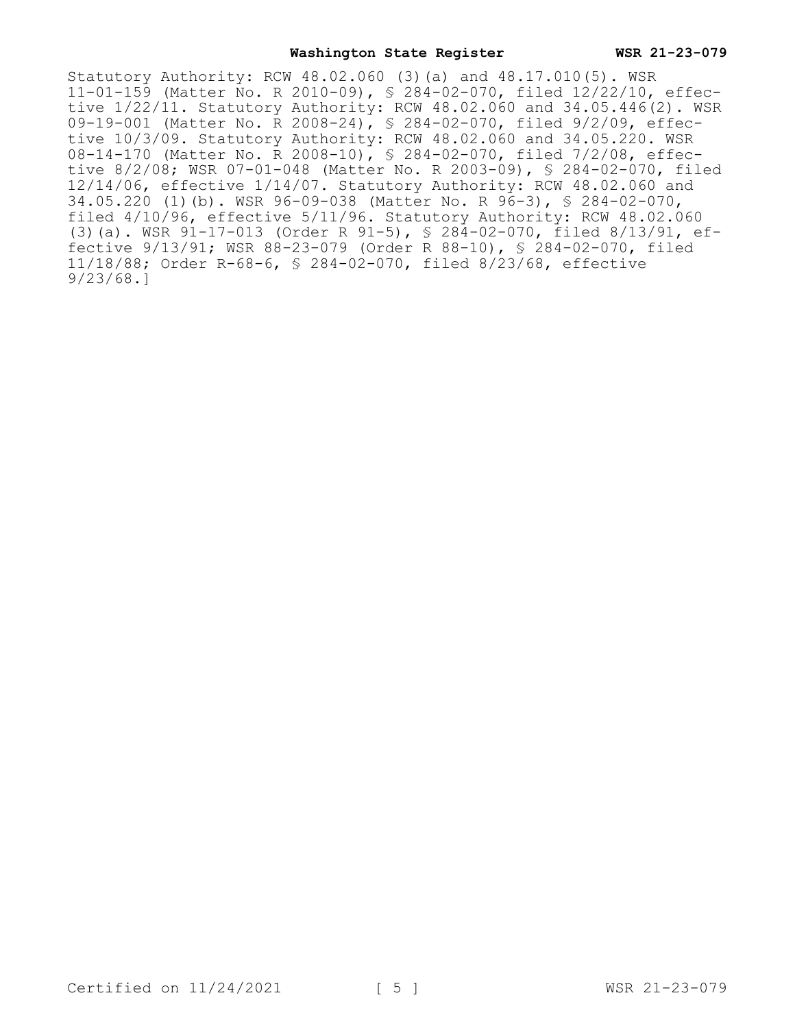Statutory Authority: RCW 48.02.060 (3)(a) and 48.17.010(5). WSR 11-01-159 (Matter No. R 2010-09), § 284-02-070, filed 12/22/10, effective 1/22/11. Statutory Authority: RCW 48.02.060 and 34.05.446(2). WSR 09-19-001 (Matter No. R 2008-24), § 284-02-070, filed 9/2/09, effective 10/3/09. Statutory Authority: RCW 48.02.060 and 34.05.220. WSR 08-14-170 (Matter No. R 2008-10), § 284-02-070, filed 7/2/08, effective 8/2/08; WSR 07-01-048 (Matter No. R 2003-09), § 284-02-070, filed 12/14/06, effective 1/14/07. Statutory Authority: RCW 48.02.060 and 34.05.220 (1)(b). WSR 96-09-038 (Matter No. R 96-3), § 284-02-070, filed 4/10/96, effective 5/11/96. Statutory Authority: RCW 48.02.060 (3)(a). WSR 91-17-013 (Order R 91-5), § 284-02-070, filed 8/13/91, effective 9/13/91; WSR 88-23-079 (Order R 88-10), § 284-02-070, filed 11/18/88; Order R-68-6, § 284-02-070, filed 8/23/68, effective 9/23/68.]